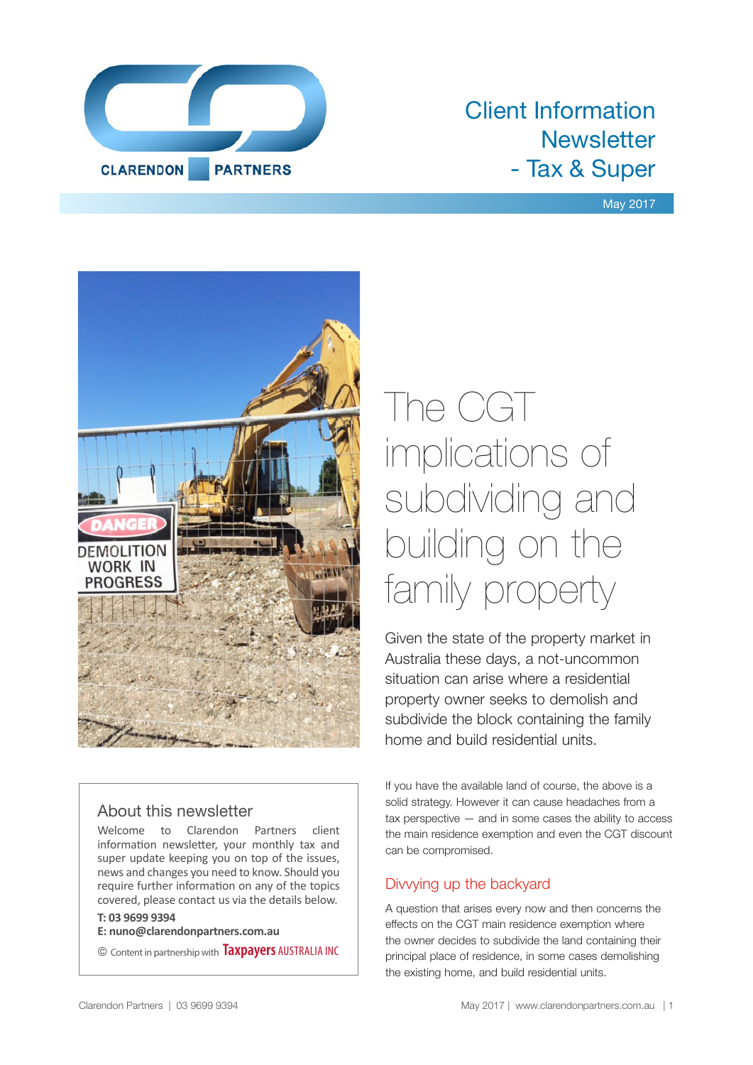# Client Information Newsletter - Tax & Super

May 2017

# The CGT implications of subdividing and building on the family property

Given the state of the property market in Australia these days, a not-uncommon situation can arise where a residential property owner seeks to demolish and subdivide the block containing the family home and build residential units.

If you have the available land of course, the above is a solid strategy. However it can cause headaches from a tax perspective — and in some cases the ability to access the main residence exemption and even the CGT discount can be compromised.

## Divvying up the backyard

A question that arises every now and then concerns the effects on the CGT main residence exemption where the owner decides to subdivide the land containing their principal place of residence, in some cases demolishing the existing home, and build residential units.

### About this newsletter

Welcome to Clarendon Partners client information newsletter, your monthly tax and super update keeping you on top of the issues, news and changes you need to know. Should you require further information on any of the topics covered, please contact us via the details below.

**T: 03 9699 9394**
**E: nuno@clarendonpartners.com.au**

© Content in partnership with Taxpayers AUSTRALIA INC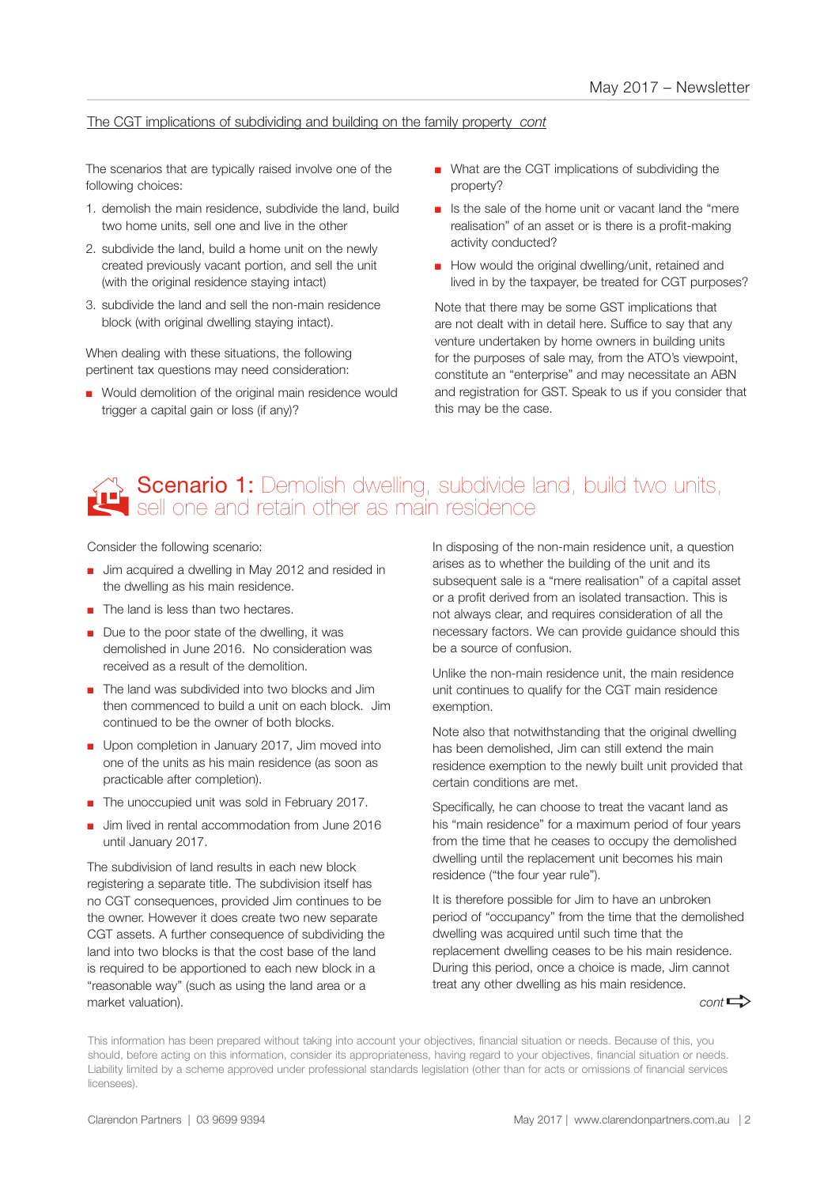The CGT implications of subdividing and building on the family property *cont*

The scenarios that are typically raised involve one of the following choices:

1. demolish the main residence, subdivide the land, build two home units, sell one and live in the other
2. subdivide the land, build a home unit on the newly created previously vacant portion, and sell the unit (with the original residence staying intact)
3. subdivide the land and sell the non-main residence block (with original dwelling staying intact).

When dealing with these situations, the following pertinent tax questions may need consideration:

- Would demolition of the original main residence would trigger a capital gain or loss (if any)?
- What are the CGT implications of subdividing the property?
- Is the sale of the home unit or vacant land the "mere realisation" of an asset or is there is a profit-making activity conducted?
- How would the original dwelling/unit, retained and lived in by the taxpayer, be treated for CGT purposes?

Note that there may be some GST implications that are not dealt with in detail here. Suffice to say that any venture undertaken by home owners in building units for the purposes of sale may, from the ATO's viewpoint, constitute an "enterprise" and may necessitate an ABN and registration for GST. Speak to us if you consider that this may be the case.

## Scenario 1: Demolish dwelling, subdivide land, build two units, sell one and retain other as main residence

Consider the following scenario:

- Jim acquired a dwelling in May 2012 and resided in the dwelling as his main residence.
- The land is less than two hectares.
- Due to the poor state of the dwelling, it was demolished in June 2016. No consideration was received as a result of the demolition.
- The land was subdivided into two blocks and Jim then commenced to build a unit on each block. Jim continued to be the owner of both blocks.
- Upon completion in January 2017, Jim moved into one of the units as his main residence (as soon as practicable after completion).
- The unoccupied unit was sold in February 2017.
- Jim lived in rental accommodation from June 2016 until January 2017.

The subdivision of land results in each new block registering a separate title. The subdivision itself has no CGT consequences, provided Jim continues to be the owner. However it does create two new separate CGT assets. A further consequence of subdividing the land into two blocks is that the cost base of the land is required to be apportioned to each new block in a "reasonable way" (such as using the land area or a market valuation).

In disposing of the non-main residence unit, a question arises as to whether the building of the unit and its subsequent sale is a "mere realisation" of a capital asset or a profit derived from an isolated transaction. This is not always clear, and requires consideration of all the necessary factors. We can provide guidance should this be a source of confusion.

Unlike the non-main residence unit, the main residence unit continues to qualify for the CGT main residence exemption.

Note also that notwithstanding that the original dwelling has been demolished, Jim can still extend the main residence exemption to the newly built unit provided that certain conditions are met.

Specifically, he can choose to treat the vacant land as his "main residence" for a maximum period of four years from the time that he ceases to occupy the demolished dwelling until the replacement unit becomes his main residence ("the four year rule").

It is therefore possible for Jim to have an unbroken period of "occupancy" from the time that the demolished dwelling was acquired until such time that the replacement dwelling ceases to be his main residence. During this period, once a choice is made, Jim cannot treat any other dwelling as his main residence.

*cont*

This information has been prepared without taking into account your objectives, financial situation or needs. Because of this, you should, before acting on this information, consider its appropriateness, having regard to your objectives, financial situation or needs. Liability limited by a scheme approved under professional standards legislation (other than for acts or omissions of financial services licensees).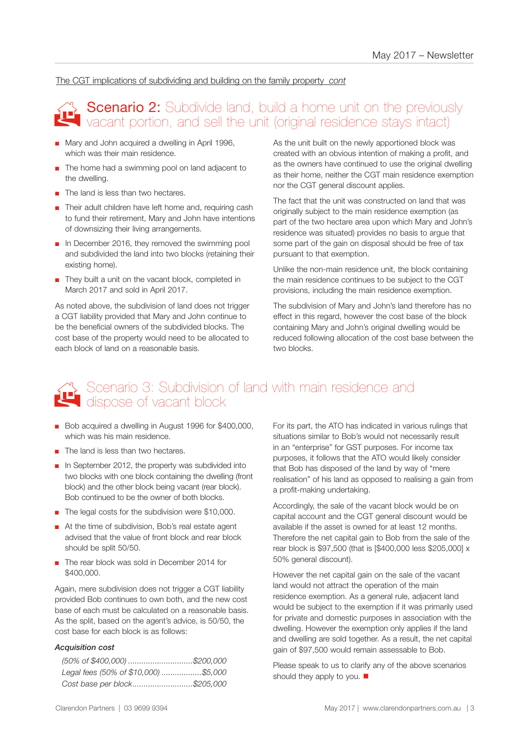The CGT implications of subdividing and building on the family property *cont*

## Scenario 2: Subdivide land, build a home unit on the previously vacant portion, and sell the unit (original residence stays intact)

- Mary and John acquired a dwelling in April 1996, which was their main residence.
- The home had a swimming pool on land adjacent to the dwelling.
- The land is less than two hectares.
- Their adult children have left home and, requiring cash to fund their retirement, Mary and John have intentions of downsizing their living arrangements.
- In December 2016, they removed the swimming pool and subdivided the land into two blocks (retaining their existing home).
- They built a unit on the vacant block, completed in March 2017 and sold in April 2017.

As noted above, the subdivision of land does not trigger a CGT liability provided that Mary and John continue to be the beneficial owners of the subdivided blocks. The cost base of the property would need to be allocated to each block of land on a reasonable basis.

As the unit built on the newly apportioned block was created with an obvious intention of making a profit, and as the owners have continued to use the original dwelling as their home, neither the CGT main residence exemption nor the CGT general discount applies.

The fact that the unit was constructed on land that was originally subject to the main residence exemption (as part of the two hectare area upon which Mary and John's residence was situated) provides no basis to argue that some part of the gain on disposal should be free of tax pursuant to that exemption.

Unlike the non-main residence unit, the block containing the main residence continues to be subject to the CGT provisions, including the main residence exemption.

The subdivision of Mary and John's land therefore has no effect in this regard, however the cost base of the block containing Mary and John's original dwelling would be reduced following allocation of the cost base between the two blocks.

## Scenario 3: Subdivision of land with main residence and dispose of vacant block

- Bob acquired a dwelling in August 1996 for $400,000, which was his main residence.
- The land is less than two hectares.
- In September 2012, the property was subdivided into two blocks with one block containing the dwelling (front block) and the other block being vacant (rear block). Bob continued to be the owner of both blocks.
- The legal costs for the subdivision were $10,000.
- At the time of subdivision, Bob's real estate agent advised that the value of front block and rear block should be split 50/50.
- The rear block was sold in December 2014 for $400,000.

Again, mere subdivision does not trigger a CGT liability provided Bob continues to own both, and the new cost base of each must be calculated on a reasonable basis. As the split, based on the agent's advice, is 50/50, the cost base for each block is as follows:

***Acquisition cost***

*(50% of $400,000) .............................$200,000*
*Legal fees (50% of $10,000) .................$5,000*
*Cost base per block...........................$205,000*

For its part, the ATO has indicated in various rulings that situations similar to Bob's would not necessarily result in an "enterprise" for GST purposes. For income tax purposes, it follows that the ATO would likely consider that Bob has disposed of the land by way of "mere realisation" of his land as opposed to realising a gain from a profit-making undertaking.

Accordingly, the sale of the vacant block would be on capital account and the CGT general discount would be available if the asset is owned for at least 12 months. Therefore the net capital gain to Bob from the sale of the rear block is $97,500 (that is [$400,000 less $205,000] x 50% general discount).

However the net capital gain on the sale of the vacant land would not attract the operation of the main residence exemption. As a general rule, adjacent land would be subject to the exemption if it was primarily used for private and domestic purposes in association with the dwelling. However the exemption only applies if the land and dwelling are sold together. As a result, the net capital gain of $97,500 would remain assessable to Bob.

Please speak to us to clarify any of the above scenarios should they apply to you. ■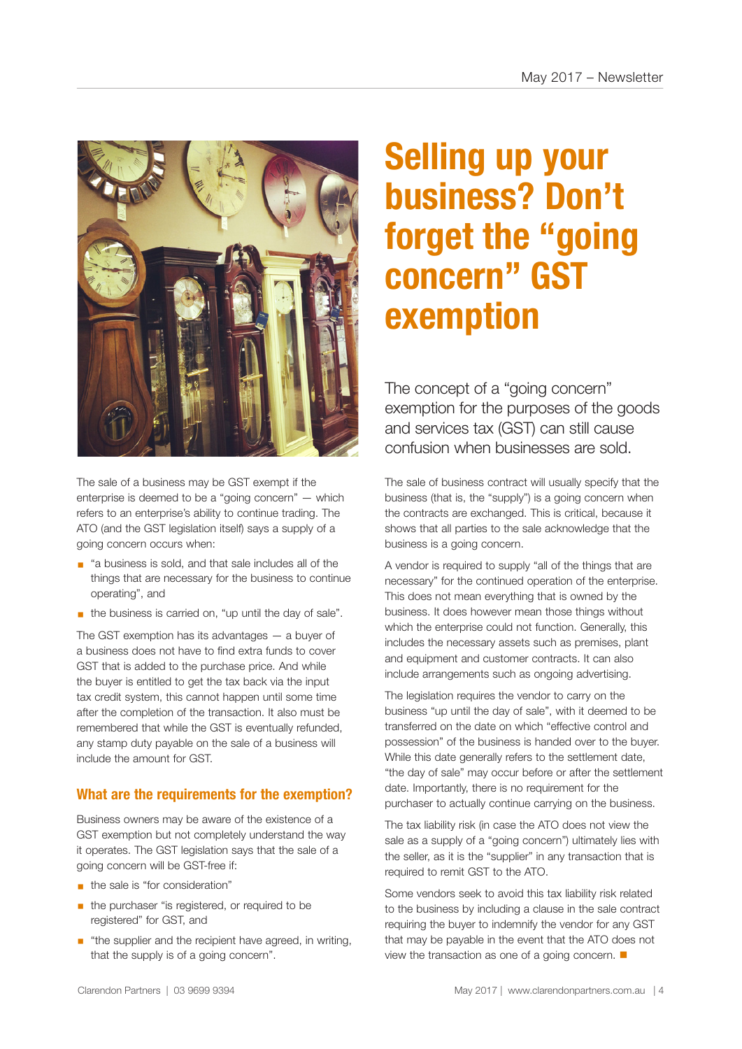# Selling up your business? Don't forget the "going concern" GST exemption

The concept of a "going concern" exemption for the purposes of the goods and services tax (GST) can still cause confusion when businesses are sold.

The sale of a business may be GST exempt if the enterprise is deemed to be a "going concern" — which refers to an enterprise's ability to continue trading. The ATO (and the GST legislation itself) says a supply of a going concern occurs when:

- "a business is sold, and that sale includes all of the things that are necessary for the business to continue operating", and
- the business is carried on, "up until the day of sale".

The GST exemption has its advantages — a buyer of a business does not have to find extra funds to cover GST that is added to the purchase price. And while the buyer is entitled to get the tax back via the input tax credit system, this cannot happen until some time after the completion of the transaction. It also must be remembered that while the GST is eventually refunded, any stamp duty payable on the sale of a business will include the amount for GST.

## What are the requirements for the exemption?

Business owners may be aware of the existence of a GST exemption but not completely understand the way it operates. The GST legislation says that the sale of a going concern will be GST-free if:

- the sale is "for consideration"
- the purchaser "is registered, or required to be registered" for GST, and
- "the supplier and the recipient have agreed, in writing, that the supply is of a going concern".

The sale of business contract will usually specify that the business (that is, the "supply") is a going concern when the contracts are exchanged. This is critical, because it shows that all parties to the sale acknowledge that the business is a going concern.

A vendor is required to supply "all of the things that are necessary" for the continued operation of the enterprise. This does not mean everything that is owned by the business. It does however mean those things without which the enterprise could not function. Generally, this includes the necessary assets such as premises, plant and equipment and customer contracts. It can also include arrangements such as ongoing advertising.

The legislation requires the vendor to carry on the business "up until the day of sale", with it deemed to be transferred on the date on which "effective control and possession" of the business is handed over to the buyer. While this date generally refers to the settlement date, "the day of sale" may occur before or after the settlement date. Importantly, there is no requirement for the purchaser to actually continue carrying on the business.

The tax liability risk (in case the ATO does not view the sale as a supply of a "going concern") ultimately lies with the seller, as it is the "supplier" in any transaction that is required to remit GST to the ATO.

Some vendors seek to avoid this tax liability risk related to the business by including a clause in the sale contract requiring the buyer to indemnify the vendor for any GST that may be payable in the event that the ATO does not view the transaction as one of a going concern. ■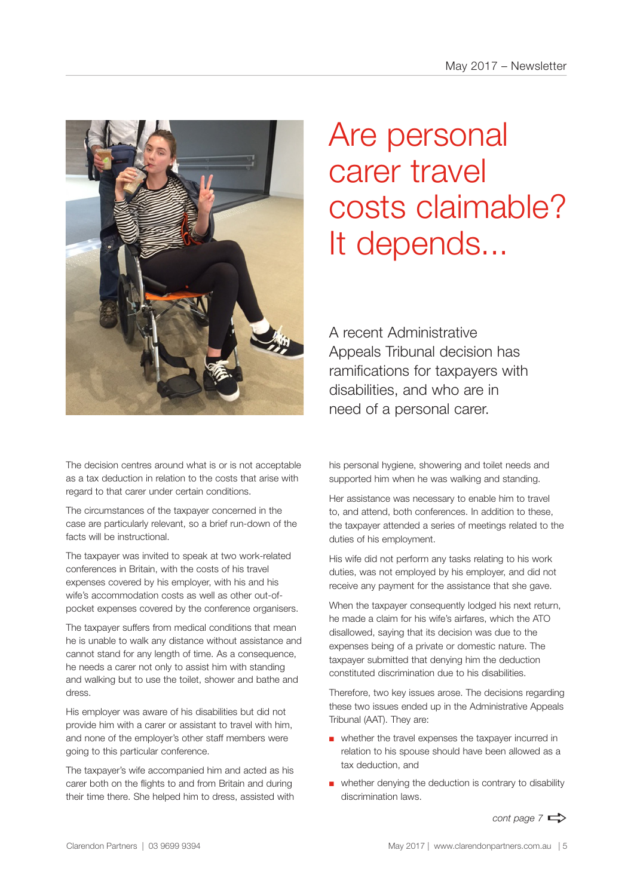# Are personal carer travel costs claimable? It depends...

A recent Administrative Appeals Tribunal decision has ramifications for taxpayers with disabilities, and who are in need of a personal carer.

The decision centres around what is or is not acceptable as a tax deduction in relation to the costs that arise with regard to that carer under certain conditions.

The circumstances of the taxpayer concerned in the case are particularly relevant, so a brief run-down of the facts will be instructional.

The taxpayer was invited to speak at two work-related conferences in Britain, with the costs of his travel expenses covered by his employer, with his and his wife's accommodation costs as well as other out-of-pocket expenses covered by the conference organisers.

The taxpayer suffers from medical conditions that mean he is unable to walk any distance without assistance and cannot stand for any length of time. As a consequence, he needs a carer not only to assist him with standing and walking but to use the toilet, shower and bathe and dress.

His employer was aware of his disabilities but did not provide him with a carer or assistant to travel with him, and none of the employer's other staff members were going to this particular conference.

The taxpayer's wife accompanied him and acted as his carer both on the flights to and from Britain and during their time there. She helped him to dress, assisted with his personal hygiene, showering and toilet needs and supported him when he was walking and standing.

Her assistance was necessary to enable him to travel to, and attend, both conferences. In addition to these, the taxpayer attended a series of meetings related to the duties of his employment.

His wife did not perform any tasks relating to his work duties, was not employed by his employer, and did not receive any payment for the assistance that she gave.

When the taxpayer consequently lodged his next return, he made a claim for his wife's airfares, which the ATO disallowed, saying that its decision was due to the expenses being of a private or domestic nature. The taxpayer submitted that denying him the deduction constituted discrimination due to his disabilities.

Therefore, two key issues arose. The decisions regarding these two issues ended up in the Administrative Appeals Tribunal (AAT). They are:

- whether the travel expenses the taxpayer incurred in relation to his spouse should have been allowed as a tax deduction, and
- whether denying the deduction is contrary to disability discrimination laws.

*cont page 7*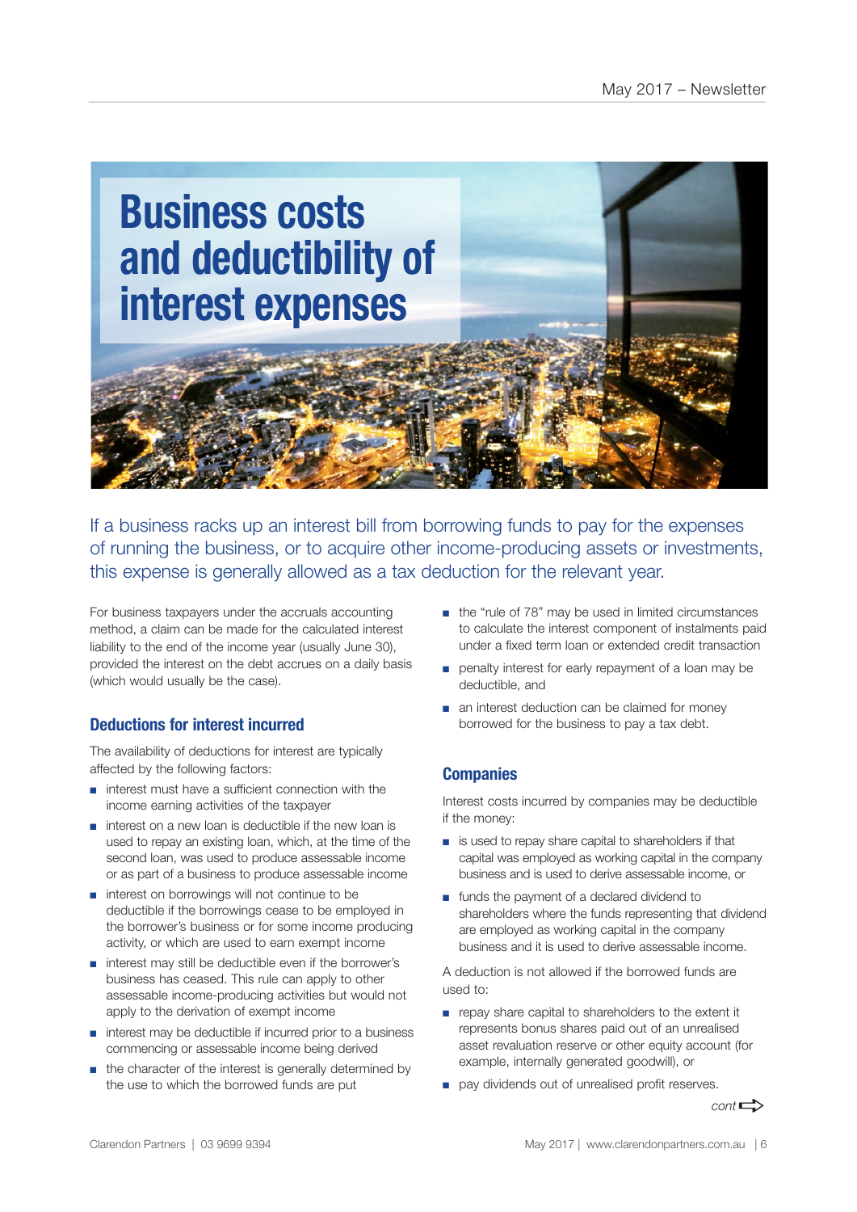# Business costs and deductibility of interest expenses

If a business racks up an interest bill from borrowing funds to pay for the expenses of running the business, or to acquire other income-producing assets or investments, this expense is generally allowed as a tax deduction for the relevant year.

For business taxpayers under the accruals accounting method, a claim can be made for the calculated interest liability to the end of the income year (usually June 30), provided the interest on the debt accrues on a daily basis (which would usually be the case).

## Deductions for interest incurred

The availability of deductions for interest are typically affected by the following factors:

- interest must have a sufficient connection with the income earning activities of the taxpayer
- interest on a new loan is deductible if the new loan is used to repay an existing loan, which, at the time of the second loan, was used to produce assessable income or as part of a business to produce assessable income
- interest on borrowings will not continue to be deductible if the borrowings cease to be employed in the borrower's business or for some income producing activity, or which are used to earn exempt income
- interest may still be deductible even if the borrower's business has ceased. This rule can apply to other assessable income-producing activities but would not apply to the derivation of exempt income
- interest may be deductible if incurred prior to a business commencing or assessable income being derived
- the character of the interest is generally determined by the use to which the borrowed funds are put
- the "rule of 78" may be used in limited circumstances to calculate the interest component of instalments paid under a fixed term loan or extended credit transaction
- penalty interest for early repayment of a loan may be deductible, and
- an interest deduction can be claimed for money borrowed for the business to pay a tax debt.

## Companies

Interest costs incurred by companies may be deductible if the money:

- is used to repay share capital to shareholders if that capital was employed as working capital in the company business and is used to derive assessable income, or
- funds the payment of a declared dividend to shareholders where the funds representing that dividend are employed as working capital in the company business and it is used to derive assessable income.

A deduction is not allowed if the borrowed funds are used to:

- repay share capital to shareholders to the extent it represents bonus shares paid out of an unrealised asset revaluation reserve or other equity account (for example, internally generated goodwill), or
- pay dividends out of unrealised profit reserves.

*cont* ⇨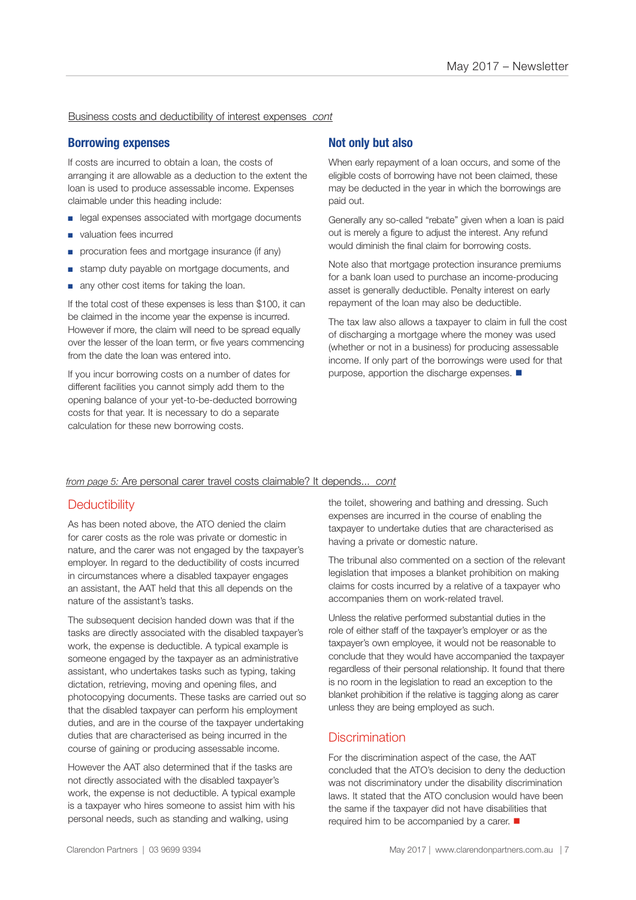Business costs and deductibility of interest expenses *cont*

## Borrowing expenses

If costs are incurred to obtain a loan, the costs of arranging it are allowable as a deduction to the extent the loan is used to produce assessable income. Expenses claimable under this heading include:

- legal expenses associated with mortgage documents
- valuation fees incurred
- procuration fees and mortgage insurance (if any)
- stamp duty payable on mortgage documents, and
- any other cost items for taking the loan.

If the total cost of these expenses is less than $100, it can be claimed in the income year the expense is incurred. However if more, the claim will need to be spread equally over the lesser of the loan term, or five years commencing from the date the loan was entered into.

If you incur borrowing costs on a number of dates for different facilities you cannot simply add them to the opening balance of your yet-to-be-deducted borrowing costs for that year. It is necessary to do a separate calculation for these new borrowing costs.

## Not only but also

When early repayment of a loan occurs, and some of the eligible costs of borrowing have not been claimed, these may be deducted in the year in which the borrowings are paid out.

Generally any so-called "rebate" given when a loan is paid out is merely a figure to adjust the interest. Any refund would diminish the final claim for borrowing costs.

Note also that mortgage protection insurance premiums for a bank loan used to purchase an income-producing asset is generally deductible. Penalty interest on early repayment of the loan may also be deductible.

The tax law also allows a taxpayer to claim in full the cost of discharging a mortgage where the money was used (whether or not in a business) for producing assessable income. If only part of the borrowings were used for that purpose, apportion the discharge expenses. ■

*from page 5:* Are personal carer travel costs claimable? It depends... *cont*

## Deductibility

As has been noted above, the ATO denied the claim for carer costs as the role was private or domestic in nature, and the carer was not engaged by the taxpayer's employer. In regard to the deductibility of costs incurred in circumstances where a disabled taxpayer engages an assistant, the AAT held that this all depends on the nature of the assistant's tasks.

The subsequent decision handed down was that if the tasks are directly associated with the disabled taxpayer's work, the expense is deductible. A typical example is someone engaged by the taxpayer as an administrative assistant, who undertakes tasks such as typing, taking dictation, retrieving, moving and opening files, and photocopying documents. These tasks are carried out so that the disabled taxpayer can perform his employment duties, and are in the course of the taxpayer undertaking duties that are characterised as being incurred in the course of gaining or producing assessable income.

However the AAT also determined that if the tasks are not directly associated with the disabled taxpayer's work, the expense is not deductible. A typical example is a taxpayer who hires someone to assist him with his personal needs, such as standing and walking, using the toilet, showering and bathing and dressing. Such expenses are incurred in the course of enabling the taxpayer to undertake duties that are characterised as having a private or domestic nature.

The tribunal also commented on a section of the relevant legislation that imposes a blanket prohibition on making claims for costs incurred by a relative of a taxpayer who accompanies them on work-related travel.

Unless the relative performed substantial duties in the role of either staff of the taxpayer's employer or as the taxpayer's own employee, it would not be reasonable to conclude that they would have accompanied the taxpayer regardless of their personal relationship. It found that there is no room in the legislation to read an exception to the blanket prohibition if the relative is tagging along as carer unless they are being employed as such.

## Discrimination

For the discrimination aspect of the case, the AAT concluded that the ATO's decision to deny the deduction was not discriminatory under the disability discrimination laws. It stated that the ATO conclusion would have been the same if the taxpayer did not have disabilities that required him to be accompanied by a carer. ■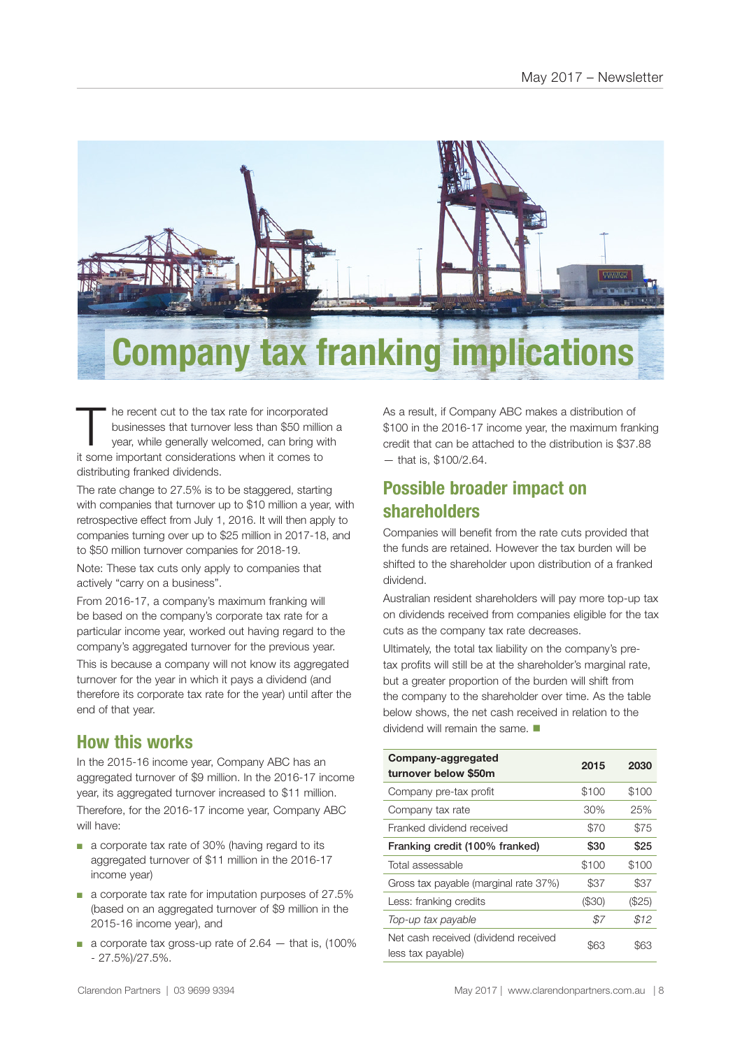// Company tax franking implications

The recent cut to the tax rate for incorporated businesses that turnover less than $50 million a year, while generally welcomed, can bring with it some important considerations when it comes to distributing franked dividends.

The rate change to 27.5% is to be staggered, starting with companies that turnover up to $10 million a year, with retrospective effect from July 1, 2016. It will then apply to companies turning over up to $25 million in 2017-18, and to $50 million turnover companies for 2018-19.

Note: These tax cuts only apply to companies that actively "carry on a business".

From 2016-17, a company's maximum franking will be based on the company's corporate tax rate for a particular income year, worked out having regard to the company's aggregated turnover for the previous year.

This is because a company will not know its aggregated turnover for the year in which it pays a dividend (and therefore its corporate tax rate for the year) until after the end of that year.

## How this works

In the 2015-16 income year, Company ABC has an aggregated turnover of $9 million. In the 2016-17 income year, its aggregated turnover increased to $11 million.

Therefore, for the 2016-17 income year, Company ABC will have:

- a corporate tax rate of 30% (having regard to its aggregated turnover of $11 million in the 2016-17 income year)
- a corporate tax rate for imputation purposes of 27.5% (based on an aggregated turnover of $9 million in the 2015-16 income year), and
- a corporate tax gross-up rate of 2.64 — that is, (100% - 27.5%)/27.5%.

As a result, if Company ABC makes a distribution of $100 in the 2016-17 income year, the maximum franking credit that can be attached to the distribution is $37.88 — that is, $100/2.64.

## Possible broader impact on shareholders

Companies will benefit from the rate cuts provided that the funds are retained. However the tax burden will be shifted to the shareholder upon distribution of a franked dividend.

Australian resident shareholders will pay more top-up tax on dividends received from companies eligible for the tax cuts as the company tax rate decreases.

Ultimately, the total tax liability on the company's pre-tax profits will still be at the shareholder's marginal rate, but a greater proportion of the burden will shift from the company to the shareholder over time. As the table below shows, the net cash received in relation to the dividend will remain the same. ■

| **Company-aggregated turnover below $50m** | **2015** | **2030** |
|---|---|---|
| Company pre-tax profit | $100 | $100 |
| Company tax rate | 30% | 25% |
| Franked dividend received | $70 | $75 |
| **Franking credit (100% franked)** | **$30** | **$25** |
| Total assessable | $100 | $100 |
| Gross tax payable (marginal rate 37%) | $37 | $37 |
| Less: franking credits | ($30) | ($25) |
| *Top-up tax payable* | *$7* | *$12* |
| Net cash received (dividend received less tax payable) | $63 | $63 |